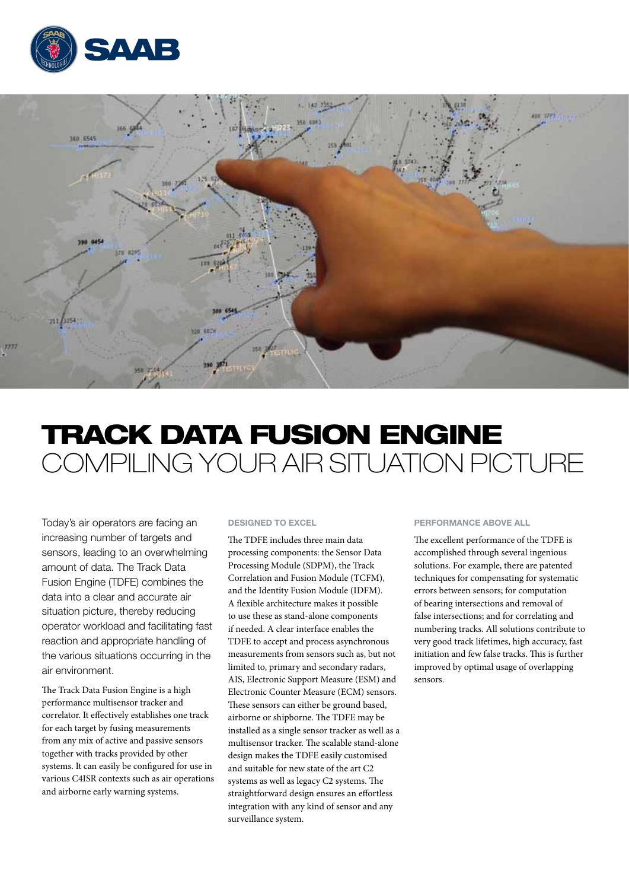# TRACK DATA FUSION ENGINE

## COMPILING YOUR AIR SITUATION PICTURE

Today's air operators are facing an increasing number of targets and sensors, leading to an overwhelming amount of data. The Track Data Fusion Engine (TDFE) combines the data into a clear and accurate air situation picture, thereby reducing operator workload and facilitating fast reaction and appropriate handling of the various situations occurring in the air environment.

The Track Data Fusion Engine is a high performance multisensor tracker and correlator. It effectively establishes one track for each target by fusing measurements from any mix of active and passive sensors together with tracks provided by other systems. It can easily be configured for use in various C4ISR contexts such as air operations and airborne early warning systems.

### DESIGNED TO EXCEL

The TDFE includes three main data processing components: the Sensor Data Processing Module (SDPM), the Track Correlation and Fusion Module (TCFM), and the Identity Fusion Module (IDFM). A flexible architecture makes it possible to use these as stand-alone components if needed. A clear interface enables the TDFE to accept and process asynchronous measurements from sensors such as, but not limited to, primary and secondary radars, AIS, Electronic Support Measure (ESM) and Electronic Counter Measure (ECM) sensors. These sensors can either be ground based, airborne or shipborne. The TDFE may be installed as a single sensor tracker as well as a multisensor tracker. The scalable stand-alone design makes the TDFE easily customised and suitable for new state of the art C2 systems as well as legacy C2 systems. The straightforward design ensures an effortless integration with any kind of sensor and any surveillance system.

### PERFORMANCE ABOVE ALL

The excellent performance of the TDFE is accomplished through several ingenious solutions. For example, there are patented techniques for compensating for systematic errors between sensors; for computation of bearing intersections and removal of false intersections; and for correlating and numbering tracks. All solutions contribute to very good track lifetimes, high accuracy, fast initiation and few false tracks. This is further improved by optimal usage of overlapping sensors.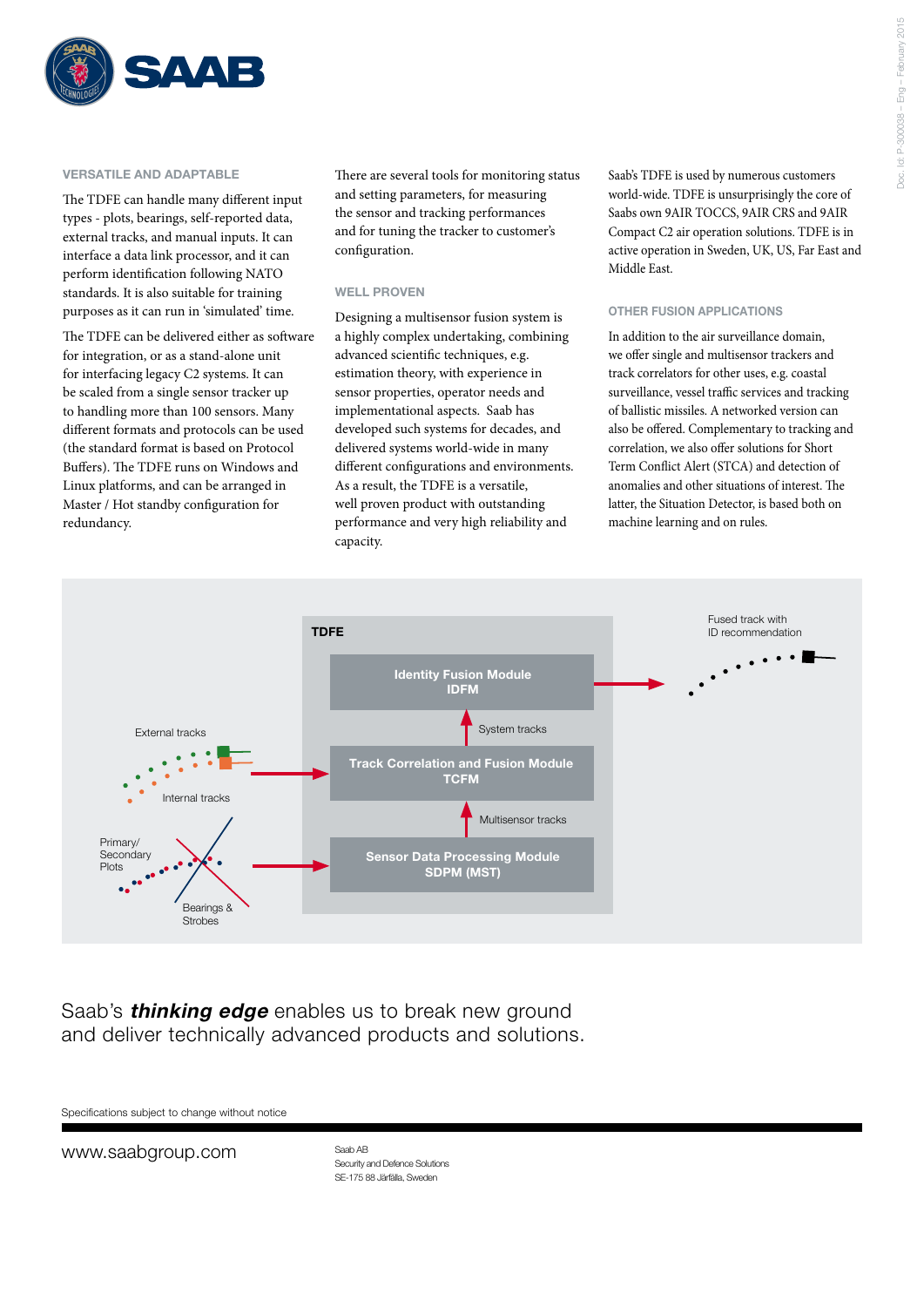## VERSATILE AND ADAPTABLE

The TDFE can handle many different input types - plots, bearings, self-reported data, external tracks, and manual inputs. It can interface a data link processor, and it can perform identification following NATO standards. It is also suitable for training purposes as it can run in 'simulated' time.

The TDFE can be delivered either as software for integration, or as a stand-alone unit for interfacing legacy C2 systems. It can be scaled from a single sensor tracker up to handling more than 100 sensors. Many different formats and protocols can be used (the standard format is based on Protocol Buffers). The TDFE runs on Windows and Linux platforms, and can be arranged in Master / Hot standby configuration for redundancy.

There are several tools for monitoring status and setting parameters, for measuring the sensor and tracking performances and for tuning the tracker to customer's configuration.

## WELL PROVEN

Designing a multisensor fusion system is a highly complex undertaking, combining advanced scientific techniques, e.g. estimation theory, with experience in sensor properties, operator needs and implementational aspects. Saab has developed such systems for decades, and delivered systems world-wide in many different configurations and environments. As a result, the TDFE is a versatile, well proven product with outstanding performance and very high reliability and capacity.

Saab's TDFE is used by numerous customers world-wide. TDFE is unsurprisingly the core of Saabs own 9AIR TOCCS, 9AIR CRS and 9AIR Compact C2 air operation solutions. TDFE is in active operation in Sweden, UK, US, Far East and Middle East.

## OTHER FUSION APPLICATIONS

In addition to the air surveillance domain, we offer single and multisensor trackers and track correlators for other uses, e.g. coastal surveillance, vessel traffic services and tracking of ballistic missiles. A networked version can also be offered. Complementary to tracking and correlation, we also offer solutions for Short Term Conflict Alert (STCA) and detection of anomalies and other situations of interest. The latter, the Situation Detector, is based both on machine learning and on rules.

TDFE

Identity Fusion Module
IDFM

System tracks

Track Correlation and Fusion Module
TCFM

Multisensor tracks

Sensor Data Processing Module
SDPM (MST)

Fused track with
ID recommendation

External tracks

Internal tracks

Primary/
Secondary
Plots

Bearings &
Strobes

Saab's ***thinking edge*** enables us to break new ground and deliver technically advanced products and solutions.

Specifications subject to change without notice

www.saabgroup.com

Saab AB
Security and Defence Solutions
SE-175 88 Järfälla, Sweden